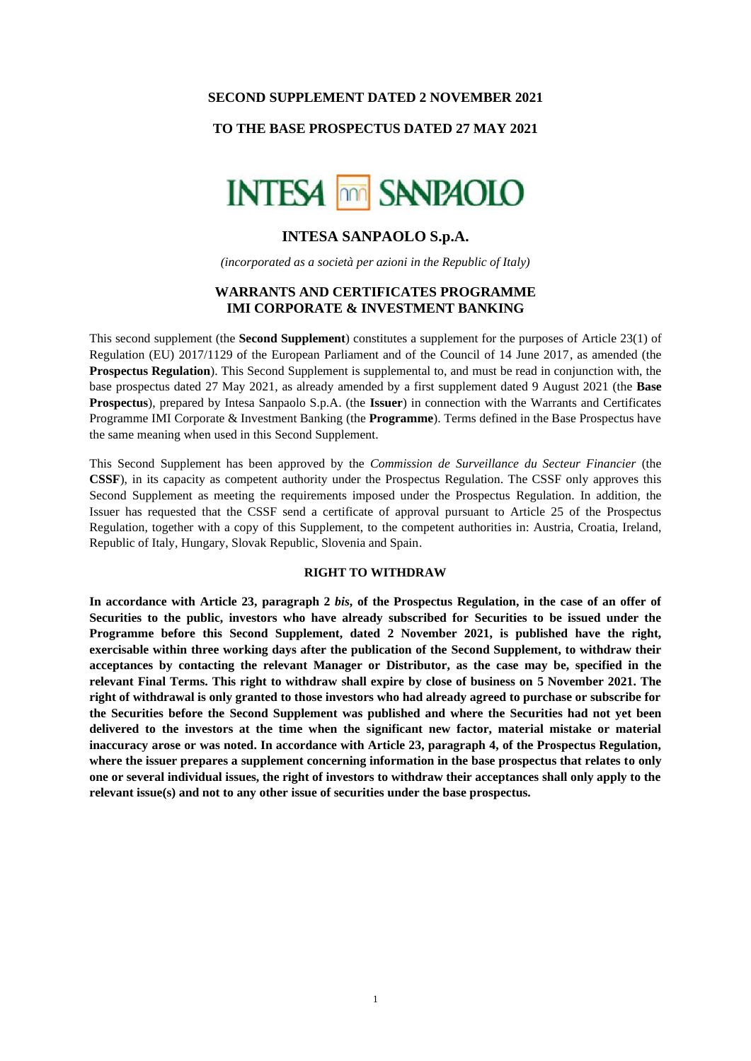**SECOND SUPPLEMENT DATED 2 NOVEMBER 2021**

**TO THE BASE PROSPECTUS DATED 27 MAY 2021**

INTESA SANPAOLO

# INTESA SANPAOLO S.p.A.

*(incorporated as a società per azioni in the Republic of Italy)*

## WARRANTS AND CERTIFICATES PROGRAMME IMI CORPORATE & INVESTMENT BANKING

This second supplement (the **Second Supplement**) constitutes a supplement for the purposes of Article 23(1) of Regulation (EU) 2017/1129 of the European Parliament and of the Council of 14 June 2017, as amended (the **Prospectus Regulation**). This Second Supplement is supplemental to, and must be read in conjunction with, the base prospectus dated 27 May 2021, as already amended by a first supplement dated 9 August 2021 (the **Base Prospectus**), prepared by Intesa Sanpaolo S.p.A. (the **Issuer**) in connection with the Warrants and Certificates Programme IMI Corporate & Investment Banking (the **Programme**). Terms defined in the Base Prospectus have the same meaning when used in this Second Supplement.

This Second Supplement has been approved by the *Commission de Surveillance du Secteur Financier* (the **CSSF**), in its capacity as competent authority under the Prospectus Regulation. The CSSF only approves this Second Supplement as meeting the requirements imposed under the Prospectus Regulation. In addition, the Issuer has requested that the CSSF send a certificate of approval pursuant to Article 25 of the Prospectus Regulation, together with a copy of this Supplement, to the competent authorities in: Austria, Croatia, Ireland, Republic of Italy, Hungary, Slovak Republic, Slovenia and Spain.

### RIGHT TO WITHDRAW

**In accordance with Article 23, paragraph 2 *bis*, of the Prospectus Regulation, in the case of an offer of Securities to the public, investors who have already subscribed for Securities to be issued under the Programme before this Second Supplement, dated 2 November 2021, is published have the right, exercisable within three working days after the publication of the Second Supplement, to withdraw their acceptances by contacting the relevant Manager or Distributor, as the case may be, specified in the relevant Final Terms. This right to withdraw shall expire by close of business on 5 November 2021. The right of withdrawal is only granted to those investors who had already agreed to purchase or subscribe for the Securities before the Second Supplement was published and where the Securities had not yet been delivered to the investors at the time when the significant new factor, material mistake or material inaccuracy arose or was noted. In accordance with Article 23, paragraph 4, of the Prospectus Regulation, where the issuer prepares a supplement concerning information in the base prospectus that relates to only one or several individual issues, the right of investors to withdraw their acceptances shall only apply to the relevant issue(s) and not to any other issue of securities under the base prospectus.**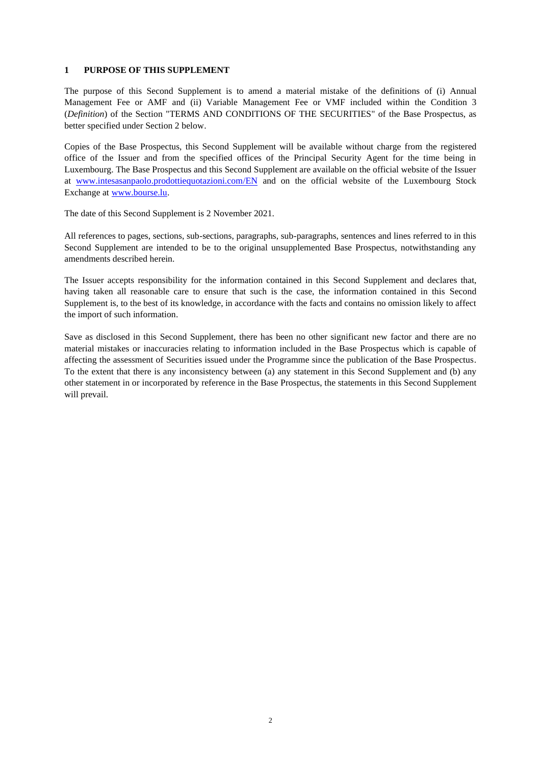## 1 PURPOSE OF THIS SUPPLEMENT

The purpose of this Second Supplement is to amend a material mistake of the definitions of (i) Annual Management Fee or AMF and (ii) Variable Management Fee or VMF included within the Condition 3 (*Definition*) of the Section "TERMS AND CONDITIONS OF THE SECURITIES" of the Base Prospectus, as better specified under Section 2 below.

Copies of the Base Prospectus, this Second Supplement will be available without charge from the registered office of the Issuer and from the specified offices of the Principal Security Agent for the time being in Luxembourg. The Base Prospectus and this Second Supplement are available on the official website of the Issuer at [www.intesasanpaolo.prodottiequotazioni.com/EN](www.intesasanpaolo.prodottiequotazioni.com/EN) and on the official website of the Luxembourg Stock Exchange at [www.bourse.lu](www.bourse.lu).

The date of this Second Supplement is 2 November 2021.

All references to pages, sections, sub-sections, paragraphs, sub-paragraphs, sentences and lines referred to in this Second Supplement are intended to be to the original unsupplemented Base Prospectus, notwithstanding any amendments described herein.

The Issuer accepts responsibility for the information contained in this Second Supplement and declares that, having taken all reasonable care to ensure that such is the case, the information contained in this Second Supplement is, to the best of its knowledge, in accordance with the facts and contains no omission likely to affect the import of such information.

Save as disclosed in this Second Supplement, there has been no other significant new factor and there are no material mistakes or inaccuracies relating to information included in the Base Prospectus which is capable of affecting the assessment of Securities issued under the Programme since the publication of the Base Prospectus. To the extent that there is any inconsistency between (a) any statement in this Second Supplement and (b) any other statement in or incorporated by reference in the Base Prospectus, the statements in this Second Supplement will prevail.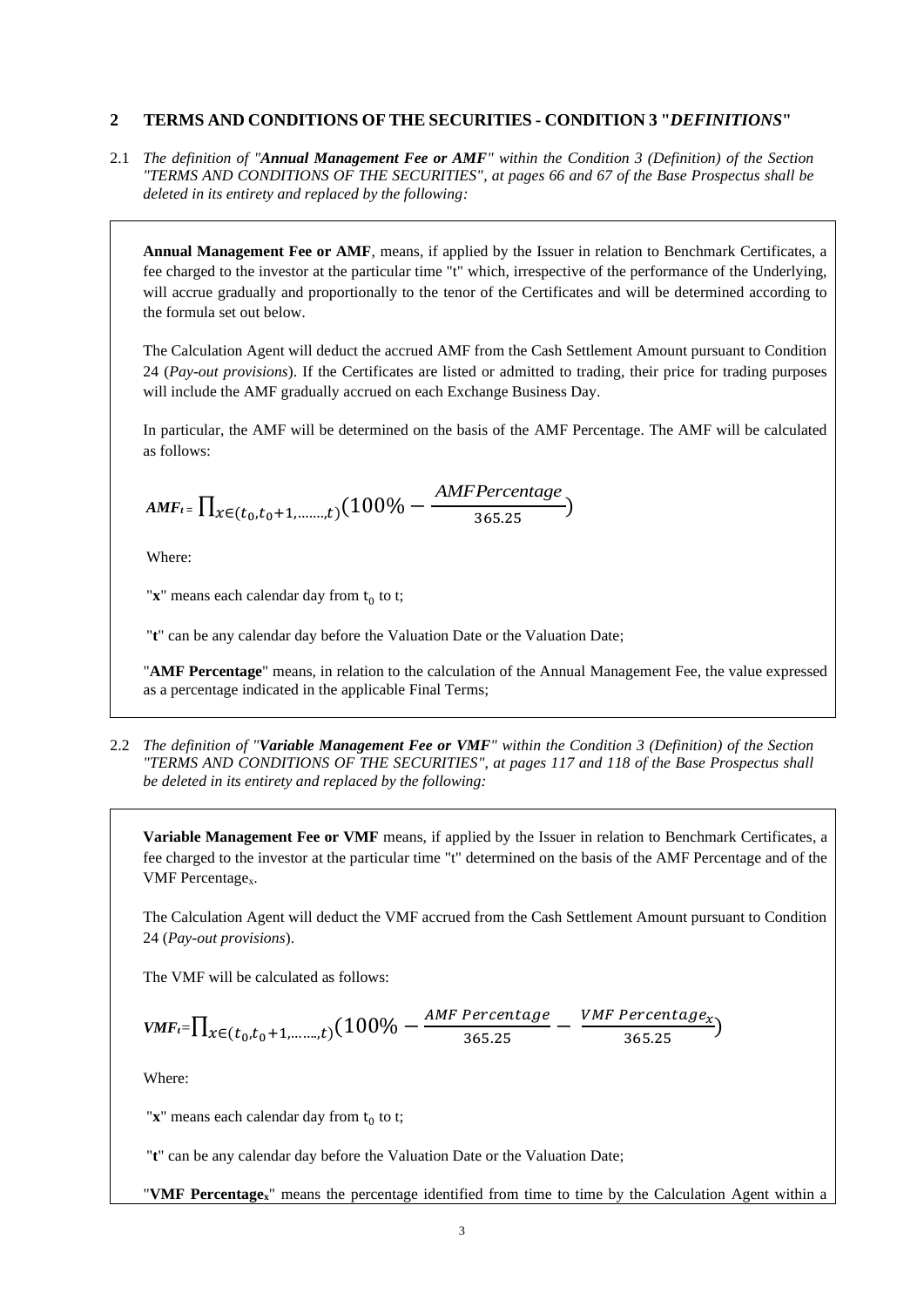## 2 TERMS AND CONDITIONS OF THE SECURITIES - CONDITION 3 "*DEFINITIONS*"

2.1 *The definition of "**Annual Management Fee or AMF**" within the Condition 3 (Definition) of the Section "TERMS AND CONDITIONS OF THE SECURITIES", at pages 66 and 67 of the Base Prospectus shall be deleted in its entirety and replaced by the following:*

> **Annual Management Fee or AMF**, means, if applied by the Issuer in relation to Benchmark Certificates, a fee charged to the investor at the particular time "t" which, irrespective of the performance of the Underlying, will accrue gradually and proportionally to the tenor of the Certificates and will be determined according to the formula set out below.
>
> The Calculation Agent will deduct the accrued AMF from the Cash Settlement Amount pursuant to Condition 24 (*Pay-out provisions*). If the Certificates are listed or admitted to trading, their price for trading purposes will include the AMF gradually accrued on each Exchange Business Day.
>
> In particular, the AMF will be determined on the basis of the AMF Percentage. The AMF will be calculated as follows:
>
> $$AMF_t = \prod_{x \in (t_0, t_0+1, \ldots\ldots, t)} \left(100\% - \frac{AMF Percentage}{365.25}\right)$$
>
> Where:
>
> "**x**" means each calendar day from $t_0$ to t;
>
> "**t**" can be any calendar day before the Valuation Date or the Valuation Date;
>
> "**AMF Percentage**" means, in relation to the calculation of the Annual Management Fee, the value expressed as a percentage indicated in the applicable Final Terms;

2.2 *The definition of "**Variable Management Fee or VMF**" within the Condition 3 (Definition) of the Section "TERMS AND CONDITIONS OF THE SECURITIES", at pages 117 and 118 of the Base Prospectus shall be deleted in its entirety and replaced by the following:*

> **Variable Management Fee or VMF** means, if applied by the Issuer in relation to Benchmark Certificates, a fee charged to the investor at the particular time "t" determined on the basis of the AMF Percentage and of the VMF Percentage$_x$.
>
> The Calculation Agent will deduct the VMF accrued from the Cash Settlement Amount pursuant to Condition 24 (*Pay-out provisions*).
>
> The VMF will be calculated as follows:
>
> $$VMF_t = \prod_{x \in (t_0, t_0+1, \ldots\ldots, t)} \left(100\% - \frac{AMF\ Percentage}{365.25} - \frac{VMF\ Percentage_x}{365.25}\right)$$
>
> Where:
>
> "**x**" means each calendar day from $t_0$ to t;
>
> "**t**" can be any calendar day before the Valuation Date or the Valuation Date;
>
> "**VMF Percentage$_x$**" means the percentage identified from time to time by the Calculation Agent within a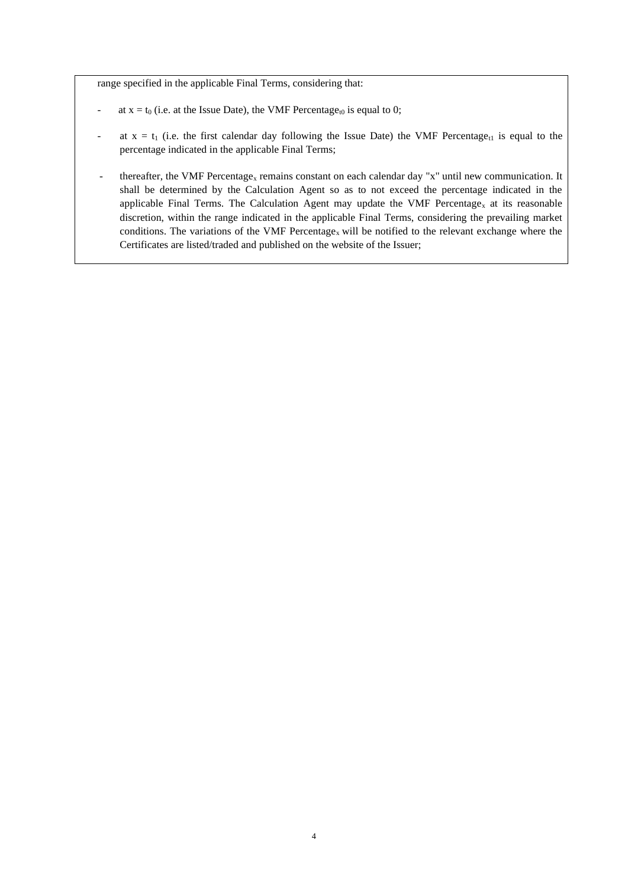range specified in the applicable Final Terms, considering that:

- at $x = t_0$ (i.e. at the Issue Date), the VMF $Percentage_{t0}$ is equal to 0;

- at $x = t_1$ (i.e. the first calendar day following the Issue Date) the VMF $Percentage_{t1}$ is equal to the percentage indicated in the applicable Final Terms;

- thereafter, the VMF $Percentage_x$ remains constant on each calendar day "x" until new communication. It shall be determined by the Calculation Agent so as to not exceed the percentage indicated in the applicable Final Terms. The Calculation Agent may update the VMF $Percentage_x$ at its reasonable discretion, within the range indicated in the applicable Final Terms, considering the prevailing market conditions. The variations of the VMF $Percentage_x$ will be notified to the relevant exchange where the Certificates are listed/traded and published on the website of the Issuer;